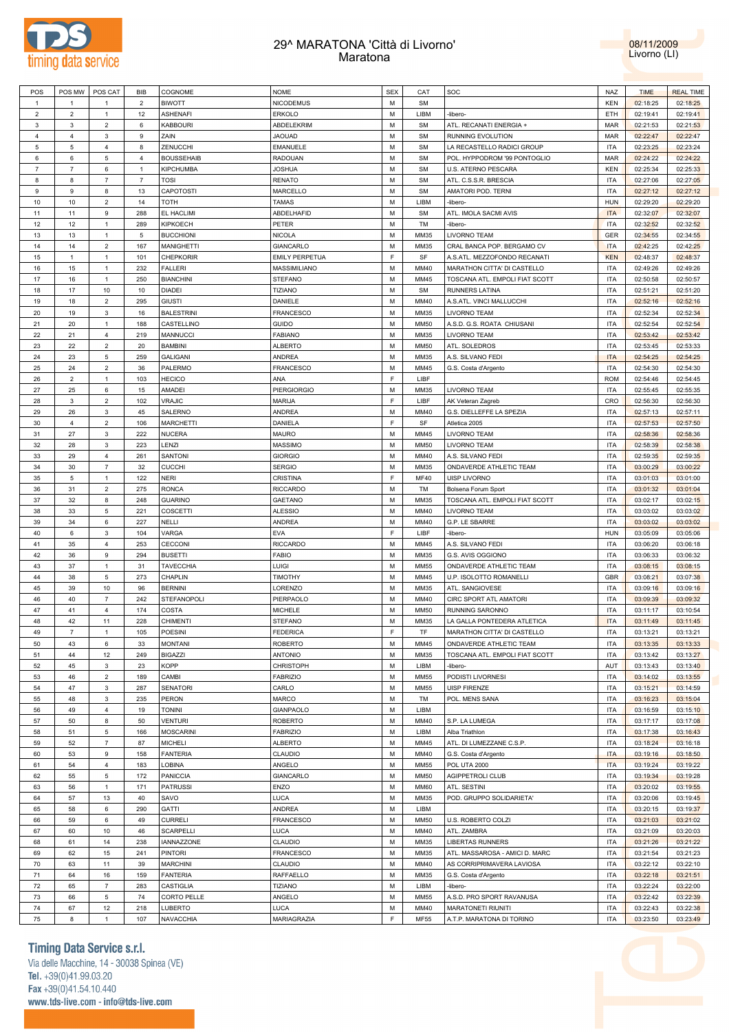# 29^ MARATONA 'Città di Livorno'
## Maratona

08/11/2009
Livorno (LI)

| POS | POS MW | POS CAT | BIB | COGNOME | NOME | SEX | CAT | SOC | NAZ | TIME | REAL TIME |
|---|---|---|---|---|---|---|---|---|---|---|---|
| 1 | 1 | 1 | 2 | BIWOTT | NICODEMUS | M | SM | | KEN | 02:18:25 | 02:18:25 |
| 2 | 2 | 1 | 12 | ASHENAFI | ERKOLO | M | LIBM | -libero- | ETH | 02:19:41 | 02:19:41 |
| 3 | 3 | 2 | 6 | KABBOURI | ABDELEKRIM | M | SM | ATL. RECANATI ENERGIA + | MAR | 02:21:53 | 02:21:53 |
| 4 | 4 | 3 | 9 | ZAIN | JAOUAD | M | SM | RUNNING EVOLUTION | MAR | 02:22:47 | 02:22:47 |
| 5 | 5 | 4 | 8 | ZENUCCHI | EMANUELE | M | SM | LA RECASTELLO RADICI GROUP | ITA | 02:23:25 | 02:23:24 |
| 6 | 6 | 5 | 4 | BOUSSEHAIB | RADOUAN | M | SM | POL. HYPPODROM '99 PONTOGLIO | MAR | 02:24:22 | 02:24:22 |
| 7 | 7 | 6 | 1 | KIPCHUMBA | JOSHUA | M | SM | U.S. ATERNO PESCARA | KEN | 02:25:34 | 02:25:33 |
| 8 | 8 | 7 | 7 | TOSI | RENATO | M | SM | ATL. C.S.S.R. BRESCIA | ITA | 02:27:06 | 02:27:05 |
| 9 | 9 | 8 | 13 | CAPOTOSTI | MARCELLO | M | SM | AMATORI POD. TERNI | ITA | 02:27:12 | 02:27:12 |
| 10 | 10 | 2 | 14 | TOTH | TAMAS | M | LIBM | -libero- | HUN | 02:29:20 | 02:29:20 |
| 11 | 11 | 9 | 288 | EL HACLIMI | ABDELHAFID | M | SM | ATL. IMOLA SACMI AVIS | ITA | 02:32:07 | 02:32:07 |
| 12 | 12 | 1 | 289 | KIPKOECH | PETER | M | TM | -libero- | ITA | 02:32:52 | 02:32:52 |
| 13 | 13 | 1 | 5 | BUCCHIONI | NICOLA | M | MM35 | LIVORNO TEAM | GER | 02:34:55 | 02:34:55 |
| 14 | 14 | 2 | 167 | MANIGHETTI | GIANCARLO | M | MM35 | CRAL BANCA POP. BERGAMO CV | ITA | 02:42:25 | 02:42:25 |
| 15 | 1 | 1 | 101 | CHEPKORIR | EMILY PERPETUA | F | SF | A.S.ATL. MEZZOFONDO RECANATI | KEN | 02:48:37 | 02:48:37 |
| 16 | 15 | 1 | 232 | FALLERI | MASSIMILIANO | M | MM40 | MARATHON CITTA' DI CASTELLO | ITA | 02:49:26 | 02:49:26 |
| 17 | 16 | 1 | 250 | BIANCHINI | STEFANO | M | MM45 | TOSCANA ATL. EMPOLI FIAT SCOTT | ITA | 02:50:58 | 02:50:57 |
| 18 | 17 | 10 | 10 | DIADEI | TIZIANO | M | SM | RUNNERS LATINA | ITA | 02:51:21 | 02:51:20 |
| 19 | 18 | 2 | 295 | GIUSTI | DANIELE | M | MM40 | A.S.ATL. VINCI MALLUCCHI | ITA | 02:52:16 | 02:52:16 |
| 20 | 19 | 3 | 16 | BALESTRINI | FRANCESCO | M | MM35 | LIVORNO TEAM | ITA | 02:52:34 | 02:52:34 |
| 21 | 20 | 1 | 188 | CASTELLINO | GUIDO | M | MM50 | A.S.D. G.S. ROATA CHIUSANI | ITA | 02:52:54 | 02:52:54 |
| 22 | 21 | 4 | 219 | MANNUCCI | FABIANO | M | MM35 | LIVORNO TEAM | ITA | 02:53:42 | 02:53:42 |
| 23 | 22 | 2 | 20 | BAMBINI | ALBERTO | M | MM50 | ATL. SOLEDROS | ITA | 02:53:45 | 02:53:33 |
| 24 | 23 | 5 | 259 | GALIGANI | ANDREA | M | MM35 | A.S. SILVANO FEDI | ITA | 02:54:25 | 02:54:25 |
| 25 | 24 | 2 | 36 | PALERMO | FRANCESCO | M | MM45 | G.S. Costa d'Argento | ITA | 02:54:30 | 02:54:30 |
| 26 | 2 | 1 | 103 | HECICO | ANA | F | LIBF | | ROM | 02:54:46 | 02:54:45 |
| 27 | 25 | 6 | 15 | AMADEI | PIERGIORGIO | M | MM35 | LIVORNO TEAM | ITA | 02:55:45 | 02:55:35 |
| 28 | 3 | 2 | 102 | VRAJIC | MARIJA | F | LIBF | AK Veteran Zagreb | CRO | 02:56:30 | 02:56:30 |
| 29 | 26 | 3 | 45 | SALERNO | ANDREA | M | MM40 | G.S. DIELLEFFE LA SPEZIA | ITA | 02:57:13 | 02:57:11 |
| 30 | 4 | 2 | 106 | MARCHETTI | DANIELA | F | SF | Atletica 2005 | ITA | 02:57:53 | 02:57:50 |
| 31 | 27 | 3 | 222 | NUCERA | MAURO | M | MM45 | LIVORNO TEAM | ITA | 02:58:36 | 02:58:36 |
| 32 | 28 | 3 | 223 | LENZI | MASSIMO | M | MM50 | LIVORNO TEAM | ITA | 02:58:39 | 02:58:38 |
| 33 | 29 | 4 | 261 | SANTONI | GIORGIO | M | MM40 | A.S. SILVANO FEDI | ITA | 02:59:35 | 02:59:35 |
| 34 | 30 | 7 | 32 | CUCCHI | SERGIO | M | MM35 | ONDAVERDE ATHLETIC TEAM | ITA | 03:00:29 | 03:00:22 |
| 35 | 5 | 1 | 122 | NERI | CRISTINA | F | MF40 | UISP LIVORNO | ITA | 03:01:03 | 03:01:00 |
| 36 | 31 | 2 | 275 | RONCA | RICCARDO | M | TM | Bolsena Forum Sport | ITA | 03:01:32 | 03:01:04 |
| 37 | 32 | 8 | 248 | GUARINO | GAETANO | M | MM35 | TOSCANA ATL. EMPOLI FIAT SCOTT | ITA | 03:02:17 | 03:02:15 |
| 38 | 33 | 5 | 221 | COSCETTI | ALESSIO | M | MM40 | LIVORNO TEAM | ITA | 03:03:02 | 03:03:02 |
| 39 | 34 | 6 | 227 | NELLI | ANDREA | M | MM40 | G.P. LE SBARRE | ITA | 03:03:02 | 03:03:02 |
| 40 | 6 | 3 | 104 | VARGA | EVA | F | LIBF | -libero- | HUN | 03:05:09 | 03:05:06 |
| 41 | 35 | 4 | 253 | CECCONI | RICCARDO | M | MM45 | A.S. SILVANO FEDI | ITA | 03:06:20 | 03:06:18 |
| 42 | 36 | 9 | 294 | BUSETTI | FABIO | M | MM35 | G.S. AVIS OGGIONO | ITA | 03:06:33 | 03:06:32 |
| 43 | 37 | 1 | 31 | TAVECCHIA | LUIGI | M | MM55 | ONDAVERDE ATHLETIC TEAM | ITA | 03:08:15 | 03:08:15 |
| 44 | 38 | 5 | 273 | CHAPLIN | TIMOTHY | M | MM45 | U.P. ISOLOTTO ROMANELLI | GBR | 03:08:21 | 03:07:38 |
| 45 | 39 | 10 | 96 | BERNINI | LORENZO | M | MM35 | ATL. SANGIOVESE | ITA | 03:09:16 | 03:09:16 |
| 46 | 40 | 7 | 242 | STEFANOPOLI | PIERPAOLO | M | MM40 | CIRC SPORT ATL AMATORI | ITA | 03:09:39 | 03:09:32 |
| 47 | 41 | 4 | 174 | COSTA | MICHELE | M | MM50 | RUNNING SARONNO | ITA | 03:11:17 | 03:10:54 |
| 48 | 42 | 11 | 228 | CHIMENTI | STEFANO | M | MM35 | LA GALLA PONTEDERA ATLETICA | ITA | 03:11:49 | 03:11:45 |
| 49 | 7 | 1 | 105 | POESINI | FEDERICA | F | TF | MARATHON CITTA' DI CASTELLO | ITA | 03:13:21 | 03:13:21 |
| 50 | 43 | 6 | 33 | MONTANI | ROBERTO | M | MM45 | ONDAVERDE ATHLETIC TEAM | ITA | 03:13:35 | 03:13:33 |
| 51 | 44 | 12 | 249 | BIGAZZI | ANTONIO | M | MM35 | TOSCANA ATL. EMPOLI FIAT SCOTT | ITA | 03:13:42 | 03:13:27 |
| 52 | 45 | 3 | 23 | KOPP | CHRISTOPH | M | LIBM | -libero- | AUT | 03:13:43 | 03:13:40 |
| 53 | 46 | 2 | 189 | CAMBI | FABRIZIO | M | MM55 | PODISTI LIVORNESI | ITA | 03:14:02 | 03:13:55 |
| 54 | 47 | 3 | 287 | SENATORI | CARLO | M | MM55 | UISP FIRENZE | ITA | 03:15:21 | 03:14:59 |
| 55 | 48 | 3 | 235 | PERON | MARCO | M | TM | POL. MENS SANA | ITA | 03:16:23 | 03:15:04 |
| 56 | 49 | 4 | 19 | TONINI | GIANPAOLO | M | LIBM | | ITA | 03:16:59 | 03:15:10 |
| 57 | 50 | 8 | 50 | VENTURI | ROBERTO | M | MM40 | S.P. LA LUMEGA | ITA | 03:17:17 | 03:17:08 |
| 58 | 51 | 5 | 166 | MOSCARINI | FABRIZIO | M | LIBM | Alba Triathlon | ITA | 03:17:38 | 03:16:43 |
| 59 | 52 | 7 | 87 | MICHELI | ALBERTO | M | MM45 | ATL. DI LUMEZZANE C.S.P. | ITA | 03:18:24 | 03:16:18 |
| 60 | 53 | 9 | 158 | FANTERIA | CLAUDIO | M | MM40 | G.S. Costa d'Argento | ITA | 03:19:16 | 03:18:50 |
| 61 | 54 | 4 | 183 | LOBINA | ANGELO | M | MM55 | POL UTA 2000 | ITA | 03:19:24 | 03:19:22 |
| 62 | 55 | 5 | 172 | PANICCIA | GIANCARLO | M | MM50 | AGIPPETROLI CLUB | ITA | 03:19:34 | 03:19:28 |
| 63 | 56 | 1 | 171 | PATRUSSI | ENZO | M | MM60 | ATL. SESTINI | ITA | 03:20:02 | 03:19:55 |
| 64 | 57 | 13 | 40 | SAVO | LUCA | M | MM35 | POD. GRUPPO SOLIDARIETA' | ITA | 03:20:06 | 03:19:45 |
| 65 | 58 | 6 | 290 | GATTI | ANDREA | M | LIBM | | ITA | 03:20:15 | 03:19:37 |
| 66 | 59 | 6 | 49 | CURRELI | FRANCESCO | M | MM50 | U.S. ROBERTO COLZI | ITA | 03:21:03 | 03:21:02 |
| 67 | 60 | 10 | 46 | SCARPELLI | LUCA | M | MM40 | ATL. ZAMBRA | ITA | 03:21:09 | 03:20:03 |
| 68 | 61 | 14 | 238 | IANNAZZONE | CLAUDIO | M | MM35 | LIBERTAS RUNNERS | ITA | 03:21:26 | 03:21:22 |
| 69 | 62 | 15 | 241 | PINTORI | FRANCESCO | M | MM35 | ATL. MASSAROSA - AMICI D. MARC | ITA | 03:21:54 | 03:21:23 |
| 70 | 63 | 11 | 39 | MARCHINI | CLAUDIO | M | MM40 | AS CORRIPRIMAVERA LAVIOSA | ITA | 03:22:12 | 03:22:10 |
| 71 | 64 | 16 | 159 | FANTERIA | RAFFAELLO | M | MM35 | G.S. Costa d'Argento | ITA | 03:22:18 | 03:21:51 |
| 72 | 65 | 7 | 283 | CASTIGLIA | TIZIANO | M | LIBM | -libero- | ITA | 03:22:24 | 03:22:00 |
| 73 | 66 | 5 | 74 | CORTO PELLE | ANGELO | M | MM55 | A.S.D. PRO SPORT RAVANUSA | ITA | 03:22:42 | 03:22:39 |
| 74 | 67 | 12 | 218 | LUBERTO | LUCA | M | MM40 | MARATONETI RIUNITI | ITA | 03:22:43 | 03:22:38 |
| 75 | 8 | 1 | 107 | NAVACCHIA | MARIAGRAZIA | F | MF55 | A.T.P. MARATONA DI TORINO | ITA | 03:23:50 | 03:23:49 |

**Timing Data Service s.r.l.**
Via delle Macchine, 14 - 30038 Spinea (VE)
Tel. +39(0)41.99.03.20
Fax +39(0)41.54.10.440
www.tds-live.com - info@tds-live.com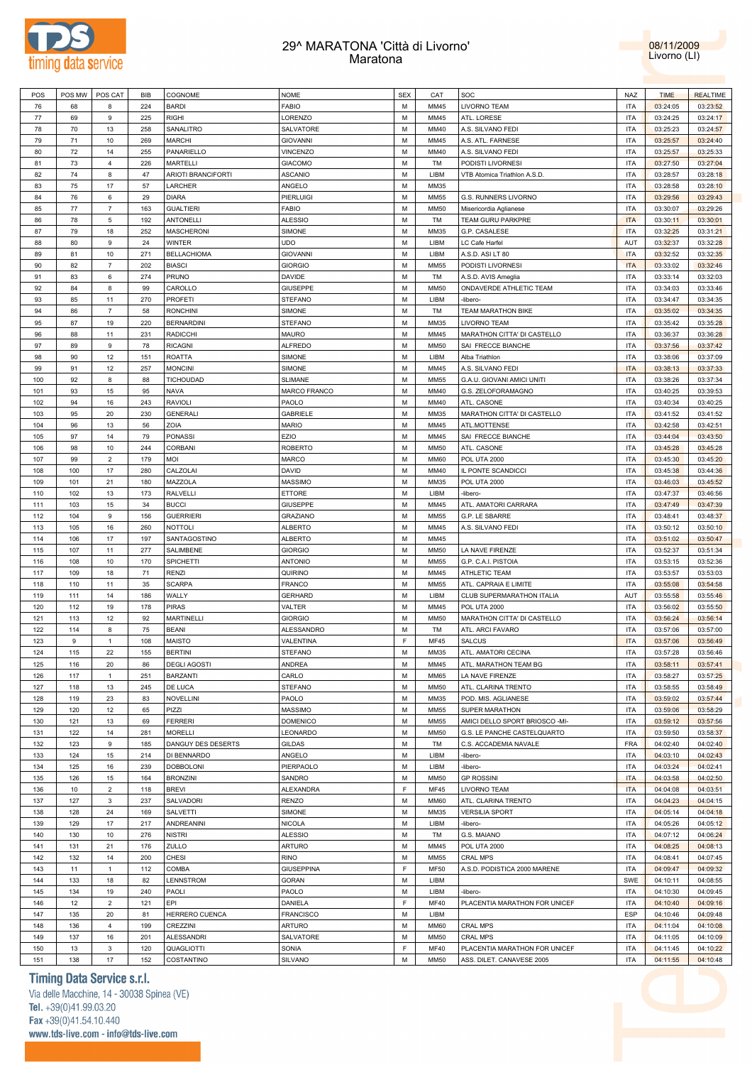# 29^ MARATONA 'Città di Livorno'
## Maratona

08/11/2009
Livorno (LI)

| POS | POS MW | POS CAT | BIB | COGNOME | NOME | SEX | CAT | SOC | NAZ | TIME | REALTIME |
|---|---|---|---|---|---|---|---|---|---|---|---|
| 76 | 68 | 8 | 224 | BARDI | FABIO | M | MM45 | LIVORNO TEAM | ITA | 03:24:05 | 03:23:52 |
| 77 | 69 | 9 | 225 | RIGHI | LORENZO | M | MM45 | ATL. LORESE | ITA | 03:24:25 | 03:24:17 |
| 78 | 70 | 13 | 258 | SANALITRO | SALVATORE | M | MM40 | A.S. SILVANO FEDI | ITA | 03:25:23 | 03:24:57 |
| 79 | 71 | 10 | 269 | MARCHI | GIOVANNI | M | MM45 | A.S. ATL. FARNESE | ITA | 03:25:57 | 03:24:40 |
| 80 | 72 | 14 | 255 | PANARIELLO | VINCENZO | M | MM40 | A.S. SILVANO FEDI | ITA | 03:25:57 | 03:25:33 |
| 81 | 73 | 4 | 226 | MARTELLI | GIACOMO | M | TM | PODISTI LIVORNESI | ITA | 03:27:50 | 03:27:04 |
| 82 | 74 | 8 | 47 | ARIOTI BRANCIFORTI | ASCANIO | M | LIBM | VTB Atomica Triathlon A.S.D. | ITA | 03:28:57 | 03:28:18 |
| 83 | 75 | 17 | 57 | LARCHER | ANGELO | M | MM35 | | ITA | 03:28:58 | 03:28:10 |
| 84 | 76 | 6 | 29 | DIARA | PIERLUIGI | M | MM55 | G.S. RUNNERS LIVORNO | ITA | 03:29:56 | 03:29:43 |
| 85 | 77 | 7 | 163 | GUALTIERI | FABIO | M | MM50 | Misericordia Aglianese | ITA | 03:30:07 | 03:29:26 |
| 86 | 78 | 5 | 192 | ANTONELLI | ALESSIO | M | TM | TEAM GURU PARKPRE | ITA | 03:30:11 | 03:30:01 |
| 87 | 79 | 18 | 252 | MASCHERONI | SIMONE | M | MM35 | G.P. CASALESE | ITA | 03:32:25 | 03:31:21 |
| 88 | 80 | 9 | 24 | WINTER | UDO | M | LIBM | LC Cafe Harfel | AUT | 03:32:37 | 03:32:28 |
| 89 | 81 | 10 | 271 | BELLACHIOMA | GIOVANNI | M | LIBM | A.S.D. ASI LT 80 | ITA | 03:32:52 | 03:32:35 |
| 90 | 82 | 7 | 202 | BIASCI | GIORGIO | M | MM55 | PODISTI LIVORNESI | ITA | 03:33:02 | 03:32:46 |
| 91 | 83 | 6 | 274 | PRUNO | DAVIDE | M | TM | A.S.D. AVIS Ameglia | ITA | 03:33:14 | 03:32:03 |
| 92 | 84 | 8 | 99 | CAROLLO | GIUSEPPE | M | MM50 | ONDAVERDE ATHLETIC TEAM | ITA | 03:34:03 | 03:33:46 |
| 93 | 85 | 11 | 270 | PROFETI | STEFANO | M | LIBM | -libero- | ITA | 03:34:47 | 03:34:35 |
| 94 | 86 | 7 | 58 | RONCHINI | SIMONE | M | TM | TEAM MARATHON BIKE | ITA | 03:35:02 | 03:34:35 |
| 95 | 87 | 19 | 220 | BERNARDINI | STEFANO | M | MM35 | LIVORNO TEAM | ITA | 03:35:42 | 03:35:28 |
| 96 | 88 | 11 | 231 | RADICCHI | MAURO | M | MM45 | MARATHON CITTA' DI CASTELLO | ITA | 03:36:37 | 03:36:28 |
| 97 | 89 | 9 | 78 | RICAGNI | ALFREDO | M | MM50 | SAI FRECCE BIANCHE | ITA | 03:37:56 | 03:37:42 |
| 98 | 90 | 12 | 151 | ROATTA | SIMONE | M | LIBM | Alba Triathlon | ITA | 03:38:06 | 03:37:09 |
| 99 | 91 | 12 | 257 | MONCINI | SIMONE | M | MM45 | A.S. SILVANO FEDI | ITA | 03:38:13 | 03:37:33 |
| 100 | 92 | 8 | 88 | TICHOUDAD | SLIMANE | M | MM55 | G.A.U. GIOVANI AMICI UNITI | ITA | 03:38:26 | 03:37:34 |
| 101 | 93 | 15 | 95 | NAVA | MARCO FRANCO | M | MM40 | G.S. ZELOFORAMAGNO | ITA | 03:40:25 | 03:39:53 |
| 102 | 94 | 16 | 243 | RAVIOLI | PAOLO | M | MM40 | ATL. CASONE | ITA | 03:40:34 | 03:40:25 |
| 103 | 95 | 20 | 230 | GENERALI | GABRIELE | M | MM35 | MARATHON CITTA' DI CASTELLO | ITA | 03:41:52 | 03:41:52 |
| 104 | 96 | 13 | 56 | ZOIA | MARIO | M | MM45 | ATL.MOTTENSE | ITA | 03:42:58 | 03:42:51 |
| 105 | 97 | 14 | 79 | PONASSI | EZIO | M | MM45 | SAI FRECCE BIANCHE | ITA | 03:44:04 | 03:43:50 |
| 106 | 98 | 10 | 244 | CORBANI | ROBERTO | M | MM50 | ATL. CASONE | ITA | 03:45:28 | 03:45:28 |
| 107 | 99 | 2 | 179 | MOI | MARCO | M | MM60 | POL UTA 2000 | ITA | 03:45:30 | 03:45:20 |
| 108 | 100 | 17 | 280 | CALZOLAI | DAVID | M | MM40 | IL PONTE SCANDICCI | ITA | 03:45:38 | 03:44:36 |
| 109 | 101 | 21 | 180 | MAZZOLA | MASSIMO | M | MM35 | POL UTA 2000 | ITA | 03:46:03 | 03:45:52 |
| 110 | 102 | 13 | 173 | RALVELLI | ETTORE | M | LIBM | -libero- | ITA | 03:47:37 | 03:46:56 |
| 111 | 103 | 15 | 34 | BUCCI | GIUSEPPE | M | MM45 | ATL. AMATORI CARRARA | ITA | 03:47:49 | 03:47:39 |
| 112 | 104 | 9 | 156 | GUERRIERI | GRAZIANO | M | MM55 | G.P. LE SBARRE | ITA | 03:48:41 | 03:48:37 |
| 113 | 105 | 16 | 260 | NOTTOLI | ALBERTO | M | MM45 | A.S. SILVANO FEDI | ITA | 03:50:12 | 03:50:10 |
| 114 | 106 | 17 | 197 | SANTAGOSTINO | ALBERTO | M | MM45 | | ITA | 03:51:02 | 03:50:47 |
| 115 | 107 | 11 | 277 | SALIMBENE | GIORGIO | M | MM50 | LA NAVE FIRENZE | ITA | 03:52:37 | 03:51:34 |
| 116 | 108 | 10 | 170 | SPICHETTI | ANTONIO | M | MM55 | G.P. C.A.I. PISTOIA | ITA | 03:53:15 | 03:52:36 |
| 117 | 109 | 18 | 71 | RENZI | QUIRINO | M | MM45 | ATHLETIC TEAM | ITA | 03:53:57 | 03:53:03 |
| 118 | 110 | 11 | 35 | SCARPA | FRANCO | M | MM55 | ATL. CAPRAIA E LIMITE | ITA | 03:55:08 | 03:54:58 |
| 119 | 111 | 14 | 186 | WALLY | GERHARD | M | LIBM | CLUB SUPERMARATHON ITALIA | AUT | 03:55:58 | 03:55:46 |
| 120 | 112 | 19 | 178 | PIRAS | VALTER | M | MM45 | POL UTA 2000 | ITA | 03:56:02 | 03:55:50 |
| 121 | 113 | 12 | 92 | MARTINELLI | GIORGIO | M | MM50 | MARATHON CITTA' DI CASTELLO | ITA | 03:56:24 | 03:56:14 |
| 122 | 114 | 8 | 75 | BEANI | ALESSANDRO | M | TM | ATL. ARCI FAVARO | ITA | 03:57:06 | 03:57:00 |
| 123 | 9 | 1 | 108 | MAISTO | VALENTINA | F | MF45 | SALCUS | ITA | 03:57:06 | 03:56:49 |
| 124 | 115 | 22 | 155 | BERTINI | STEFANO | M | MM35 | ATL. AMATORI CECINA | ITA | 03:57:28 | 03:56:46 |
| 125 | 116 | 20 | 86 | DEGLI AGOSTI | ANDREA | M | MM45 | ATL. MARATHON TEAM BG | ITA | 03:58:11 | 03:57:41 |
| 126 | 117 | 1 | 251 | BARZANTI | CARLO | M | MM65 | LA NAVE FIRENZE | ITA | 03:58:27 | 03:57:25 |
| 127 | 118 | 13 | 245 | DE LUCA | STEFANO | M | MM50 | ATL. CLARINA TRENTO | ITA | 03:58:55 | 03:58:49 |
| 128 | 119 | 23 | 83 | NOVELLINI | PAOLO | M | MM35 | POD. MIS. AGLIANESE | ITA | 03:59:02 | 03:57:44 |
| 129 | 120 | 12 | 65 | PIZZI | MASSIMO | M | MM55 | SUPER MARATHON | ITA | 03:59:06 | 03:58:29 |
| 130 | 121 | 13 | 69 | FERRERI | DOMENICO | M | MM55 | AMICI DELLO SPORT BRIOSCO -MI- | ITA | 03:59:12 | 03:57:56 |
| 131 | 122 | 14 | 281 | MORELLI | LEONARDO | M | MM50 | G.S. LE PANCHE CASTELQUARTO | ITA | 03:59:50 | 03:58:37 |
| 132 | 123 | 9 | 185 | DANGUY DES DESERTS | GILDAS | M | TM | C.S. ACCADEMIA NAVALE | FRA | 04:02:40 | 04:02:40 |
| 133 | 124 | 15 | 214 | DI BENNARDO | ANGELO | M | LIBM | -libero- | ITA | 04:03:10 | 04:02:43 |
| 134 | 125 | 16 | 239 | DOBBOLONI | PIERPAOLO | M | LIBM | -libero- | ITA | 04:03:24 | 04:02:41 |
| 135 | 126 | 15 | 164 | BRONZINI | SANDRO | M | MM50 | GP ROSSINI | ITA | 04:03:58 | 04:02:50 |
| 136 | 10 | 2 | 118 | BREVI | ALEXANDRA | F | MF45 | LIVORNO TEAM | ITA | 04:04:08 | 04:03:51 |
| 137 | 127 | 3 | 237 | SALVADORI | RENZO | M | MM60 | ATL. CLARINA TRENTO | ITA | 04:04:23 | 04:04:15 |
| 138 | 128 | 24 | 169 | SALVETTI | SIMONE | M | MM35 | VERSILIA SPORT | ITA | 04:05:14 | 04:04:18 |
| 139 | 129 | 17 | 217 | ANDREANINI | NICOLA | M | LIBM | -libero- | ITA | 04:05:26 | 04:05:12 |
| 140 | 130 | 10 | 276 | NISTRI | ALESSIO | M | TM | G.S. MAIANO | ITA | 04:07:12 | 04:06:24 |
| 141 | 131 | 21 | 176 | ZULLO | ARTURO | M | MM45 | POL UTA 2000 | ITA | 04:08:25 | 04:08:13 |
| 142 | 132 | 14 | 200 | CHESI | RINO | M | MM55 | CRAL MPS | ITA | 04:08:41 | 04:07:45 |
| 143 | 11 | 1 | 112 | COMBA | GIUSEPPINA | F | MF50 | A.S.D. PODISTICA 2000 MARENE | ITA | 04:09:47 | 04:09:32 |
| 144 | 133 | 18 | 82 | LENNSTROM | GORAN | M | LIBM | | SWE | 04:10:11 | 04:08:55 |
| 145 | 134 | 19 | 240 | PAOLI | PAOLO | M | LIBM | -libero- | ITA | 04:10:30 | 04:09:45 |
| 146 | 12 | 2 | 121 | EPI | DANIELA | F | MF40 | PLACENTIA MARATHON FOR UNICEF | ITA | 04:10:40 | 04:09:16 |
| 147 | 135 | 20 | 81 | HERRERO CUENCA | FRANCISCO | M | LIBM | | ESP | 04:10:46 | 04:09:48 |
| 148 | 136 | 4 | 199 | CREZZINI | ARTURO | M | MM60 | CRAL MPS | ITA | 04:11:04 | 04:10:08 |
| 149 | 137 | 16 | 201 | ALESSANDRI | SALVATORE | M | MM50 | CRAL MPS | ITA | 04:11:05 | 04:10:09 |
| 150 | 13 | 3 | 120 | QUAGLIOTTI | SONIA | F | MF40 | PLACENTIA MARATHON FOR UNICEF | ITA | 04:11:45 | 04:10:22 |
| 151 | 138 | 17 | 152 | COSTANTINO | SILVANO | M | MM50 | ASS. DILET. CANAVESE 2005 | ITA | 04:11:55 | 04:10:48 |

**Timing Data Service s.r.l.**
Via delle Macchine, 14 - 30038 Spinea (VE)
Tel. +39(0)41.99.03.20
Fax +39(0)41.54.10.440
www.tds-live.com - info@tds-live.com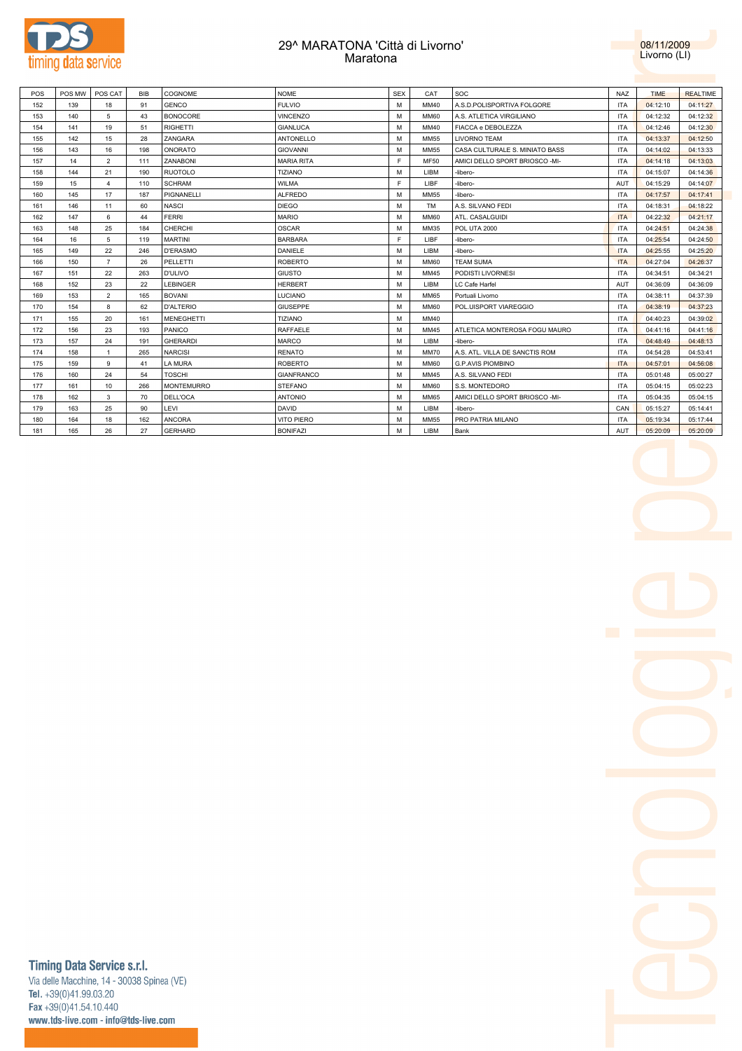# 29^ MARATONA 'Città di Livorno'
## Maratona

08/11/2009
Livorno (LI)

| POS | POS MW | POS CAT | BIB | COGNOME | NOME | SEX | CAT | SOC | NAZ | TIME | REALTIME |
|---|---|---|---|---|---|---|---|---|---|---|---|
| 152 | 139 | 18 | 91 | GENCO | FULVIO | M | MM40 | A.S.D.POLISPORTIVA FOLGORE | ITA | 04:12:10 | 04:11:27 |
| 153 | 140 | 5 | 43 | BONOCORE | VINCENZO | M | MM60 | A.S. ATLETICA VIRGILIANO | ITA | 04:12:32 | 04:12:32 |
| 154 | 141 | 19 | 51 | RIGHETTI | GIANLUCA | M | MM40 | FIACCA e DEBOLEZZA | ITA | 04:12:46 | 04:12:30 |
| 155 | 142 | 15 | 28 | ZANGARA | ANTONELLO | M | MM55 | LIVORNO TEAM | ITA | 04:13:37 | 04:12:50 |
| 156 | 143 | 16 | 198 | ONORATO | GIOVANNI | M | MM55 | CASA CULTURALE S. MINIATO BASS | ITA | 04:14:02 | 04:13:33 |
| 157 | 14 | 2 | 111 | ZANABONI | MARIA RITA | F | MF50 | AMICI DELLO SPORT BRIOSCO -MI- | ITA | 04:14:18 | 04:13:03 |
| 158 | 144 | 21 | 190 | RUOTOLO | TIZIANO | M | LIBM | -libero- | ITA | 04:15:07 | 04:14:36 |
| 159 | 15 | 4 | 110 | SCHRAM | WILMA | F | LIBF | -libero- | AUT | 04:15:29 | 04:14:07 |
| 160 | 145 | 17 | 187 | PIGNANELLI | ALFREDO | M | MM55 | -libero- | ITA | 04:17:57 | 04:17:41 |
| 161 | 146 | 11 | 60 | NASCI | DIEGO | M | TM | A.S. SILVANO FEDI | ITA | 04:18:31 | 04:18:22 |
| 162 | 147 | 6 | 44 | FERRI | MARIO | M | MM60 | ATL. CASALGUIDI | ITA | 04:22:32 | 04:21:17 |
| 163 | 148 | 25 | 184 | CHERCHI | OSCAR | M | MM35 | POL UTA 2000 | ITA | 04:24:51 | 04:24:38 |
| 164 | 16 | 5 | 119 | MARTINI | BARBARA | F | LIBF | -libero- | ITA | 04:25:54 | 04:24:50 |
| 165 | 149 | 22 | 246 | D'ERASMO | DANIELE | M | LIBM | -libero- | ITA | 04:25:55 | 04:25:20 |
| 166 | 150 | 7 | 26 | PELLETTI | ROBERTO | M | MM60 | TEAM SUMA | ITA | 04:27:04 | 04:26:37 |
| 167 | 151 | 22 | 263 | D'ULIVO | GIUSTO | M | MM45 | PODISTI LIVORNESI | ITA | 04:34:51 | 04:34:21 |
| 168 | 152 | 23 | 22 | LEBINGER | HERBERT | M | LIBM | LC Cafe Harfel | AUT | 04:36:09 | 04:36:09 |
| 169 | 153 | 2 | 165 | BOVANI | LUCIANO | M | MM65 | Portuali Livorno | ITA | 04:38:11 | 04:37:39 |
| 170 | 154 | 8 | 62 | D'ALTERIO | GIUSEPPE | M | MM60 | POL.UISPORT VIAREGGIO | ITA | 04:38:19 | 04:37:23 |
| 171 | 155 | 20 | 161 | MENEGHETTI | TIZIANO | M | MM40 | | ITA | 04:40:23 | 04:39:02 |
| 172 | 156 | 23 | 193 | PANICO | RAFFAELE | M | MM45 | ATLETICA MONTEROSA FOGU MAURO | ITA | 04:41:16 | 04:41:16 |
| 173 | 157 | 24 | 191 | GHERARDI | MARCO | M | LIBM | -libero- | ITA | 04:48:49 | 04:48:13 |
| 174 | 158 | 1 | 265 | NARCISI | RENATO | M | MM70 | A.S. ATL. VILLA DE SANCTIS ROM | ITA | 04:54:28 | 04:53:41 |
| 175 | 159 | 9 | 41 | LA MURA | ROBERTO | M | MM60 | G.P.AVIS PIOMBINO | ITA | 04:57:01 | 04:56:08 |
| 176 | 160 | 24 | 54 | TOSCHI | GIANFRANCO | M | MM45 | A.S. SILVANO FEDI | ITA | 05:01:48 | 05:00:27 |
| 177 | 161 | 10 | 266 | MONTEMURRO | STEFANO | M | MM60 | S.S. MONTEDORO | ITA | 05:04:15 | 05:02:23 |
| 178 | 162 | 3 | 70 | DELL'OCA | ANTONIO | M | MM65 | AMICI DELLO SPORT BRIOSCO -MI- | ITA | 05:04:35 | 05:04:15 |
| 179 | 163 | 25 | 90 | LEVI | DAVID | M | LIBM | -libero- | CAN | 05:15:27 | 05:14:41 |
| 180 | 164 | 18 | 162 | ANCORA | VITO PIERO | M | MM55 | PRO PATRIA MILANO | ITA | 05:19:34 | 05:17:44 |
| 181 | 165 | 26 | 27 | GERHARD | BONIFAZI | M | LIBM | Bank | AUT | 05:20:09 | 05:20:09 |

**Timing Data Service s.r.l.**
Via delle Macchine, 14 - 30038 Spinea (VE)
**Tel.** +39(0)41.99.03.20
**Fax** +39(0)41.54.10.440
**www.tds-live.com - info@tds-live.com**